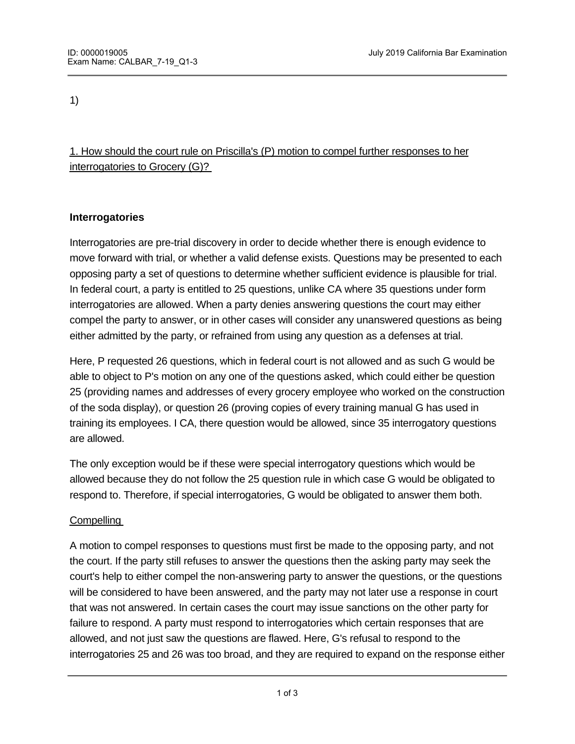1)

1. How should the court rule on Priscilla's (P) motion to compel further responses to her interrogatories to Grocery (G)?

**Interrogatories**

Interrogatories are pre-trial discovery in order to decide whether there is enough evidence to move forward with trial, or whether a valid defense exists. Questions may be presented to each opposing party a set of questions to determine whether sufficient evidence is plausible for trial. In federal court, a party is entitled to 25 questions, unlike CA where 35 questions under form interrogatories are allowed. When a party denies answering questions the court may either compel the party to answer, or in other cases will consider any unanswered questions as being either admitted by the party, or refrained from using any question as a defenses at trial.

Here, P requested 26 questions, which in federal court is not allowed and as such G would be able to object to P's motion on any one of the questions asked, which could either be question 25 (providing names and addresses of every grocery employee who worked on the construction of the soda display), or question 26 (proving copies of every training manual G has used in training its employees. I CA, there question would be allowed, since 35 interrogatory questions are allowed.

The only exception would be if these were special interrogatory questions which would be allowed because they do not follow the 25 question rule in which case G would be obligated to respond to. Therefore, if special interrogatories, G would be obligated to answer them both.

Compelling

A motion to compel responses to questions must first be made to the opposing party, and not the court. If the party still refuses to answer the questions then the asking party may seek the court's help to either compel the non-answering party to answer the questions, or the questions will be considered to have been answered, and the party may not later use a response in court that was not answered. In certain cases the court may issue sanctions on the other party for failure to respond. A party must respond to interrogatories which certain responses that are allowed, and not just saw the questions are flawed. Here, G's refusal to respond to the interrogatories 25 and 26 was too broad, and they are required to expand on the response either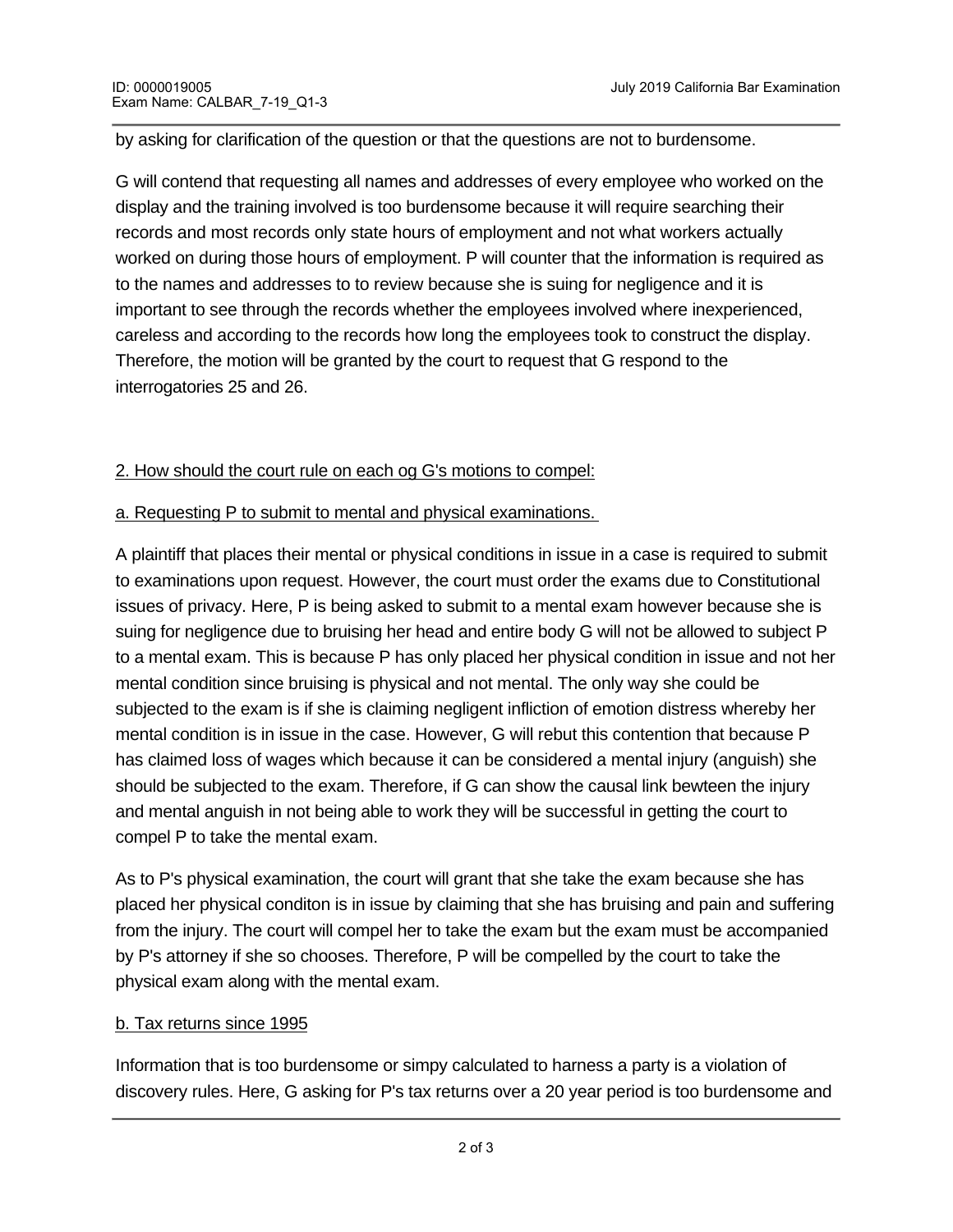by asking for clarification of the question or that the questions are not to burdensome.

G will contend that requesting all names and addresses of every employee who worked on the display and the training involved is too burdensome because it will require searching their records and most records only state hours of employment and not what workers actually worked on during those hours of employment. P will counter that the information is required as to the names and addresses to to review because she is suing for negligence and it is important to see through the records whether the employees involved where inexperienced, careless and according to the records how long the employees took to construct the display. Therefore, the motion will be granted by the court to request that G respond to the interrogatories 25 and 26.

<u>2. How should the court rule on each og G's motions to compel:</u>

<u>a. Requesting P to submit to mental and physical examinations.</u>

A plaintiff that places their mental or physical conditions in issue in a case is required to submit to examinations upon request. However, the court must order the exams due to Constitutional issues of privacy. Here, P is being asked to submit to a mental exam however because she is suing for negligence due to bruising her head and entire body G will not be allowed to subject P to a mental exam. This is because P has only placed her physical condition in issue and not her mental condition since bruising is physical and not mental. The only way she could be subjected to the exam is if she is claiming negligent infliction of emotion distress whereby her mental condition is in issue in the case. However, G will rebut this contention that because P has claimed loss of wages which because it can be considered a mental injury (anguish) she should be subjected to the exam. Therefore, if G can show the causal link bewteen the injury and mental anguish in not being able to work they will be successful in getting the court to compel P to take the mental exam.

As to P's physical examination, the court will grant that she take the exam because she has placed her physical conditon is in issue by claiming that she has bruising and pain and suffering from the injury. The court will compel her to take the exam but the exam must be accompanied by P's attorney if she so chooses. Therefore, P will be compelled by the court to take the physical exam along with the mental exam.

<u>b. Tax returns since 1995</u>

Information that is too burdensome or simpy calculated to harness a party is a violation of discovery rules. Here, G asking for P's tax returns over a 20 year period is too burdensome and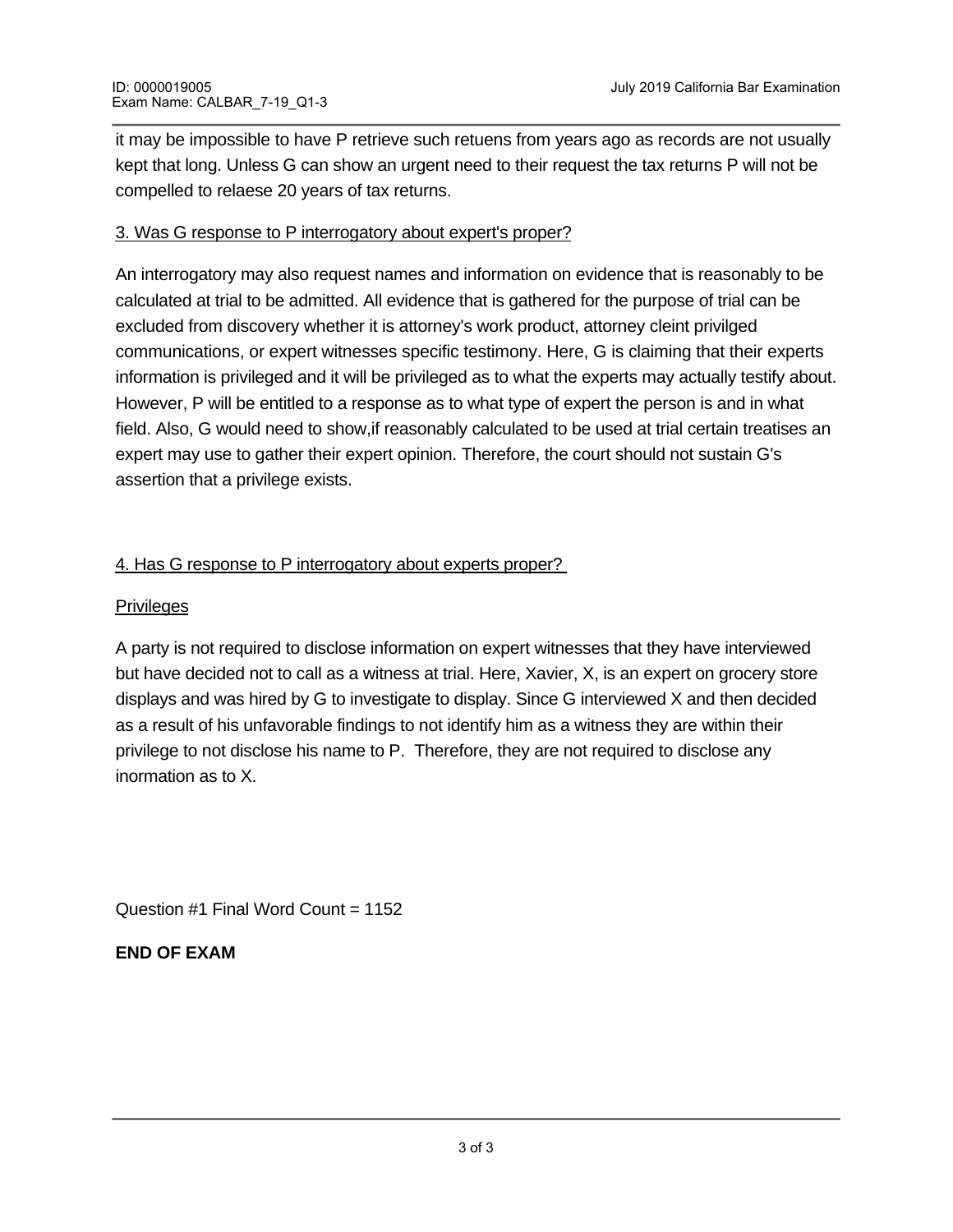it may be impossible to have P retrieve such retuens from years ago as records are not usually kept that long. Unless G can show an urgent need to their request the tax returns P will not be compelled to relaese 20 years of tax returns.

<u>3. Was G response to P interrogatory about expert's proper?</u>

An interrogatory may also request names and information on evidence that is reasonably to be calculated at trial to be admitted. All evidence that is gathered for the purpose of trial can be excluded from discovery whether it is attorney's work product, attorney cleint privilged communications, or expert witnesses specific testimony. Here, G is claiming that their experts information is privileged and it will be privileged as to what the experts may actually testify about. However, P will be entitled to a response as to what type of expert the person is and in what field. Also, G would need to show,if reasonably calculated to be used at trial certain treatises an expert may use to gather their expert opinion. Therefore, the court should not sustain G's assertion that a privilege exists.

<u>4. Has G response to P interrogatory about experts proper?</u>

<u>Privileges</u>

A party is not required to disclose information on expert witnesses that they have interviewed but have decided not to call as a witness at trial. Here, Xavier, X, is an expert on grocery store displays and was hired by G to investigate to display. Since G interviewed X and then decided as a result of his unfavorable findings to not identify him as a witness they are within their privilege to not disclose his name to P. Therefore, they are not required to disclose any inormation as to X.

Question #1 Final Word Count = 1152

**END OF EXAM**